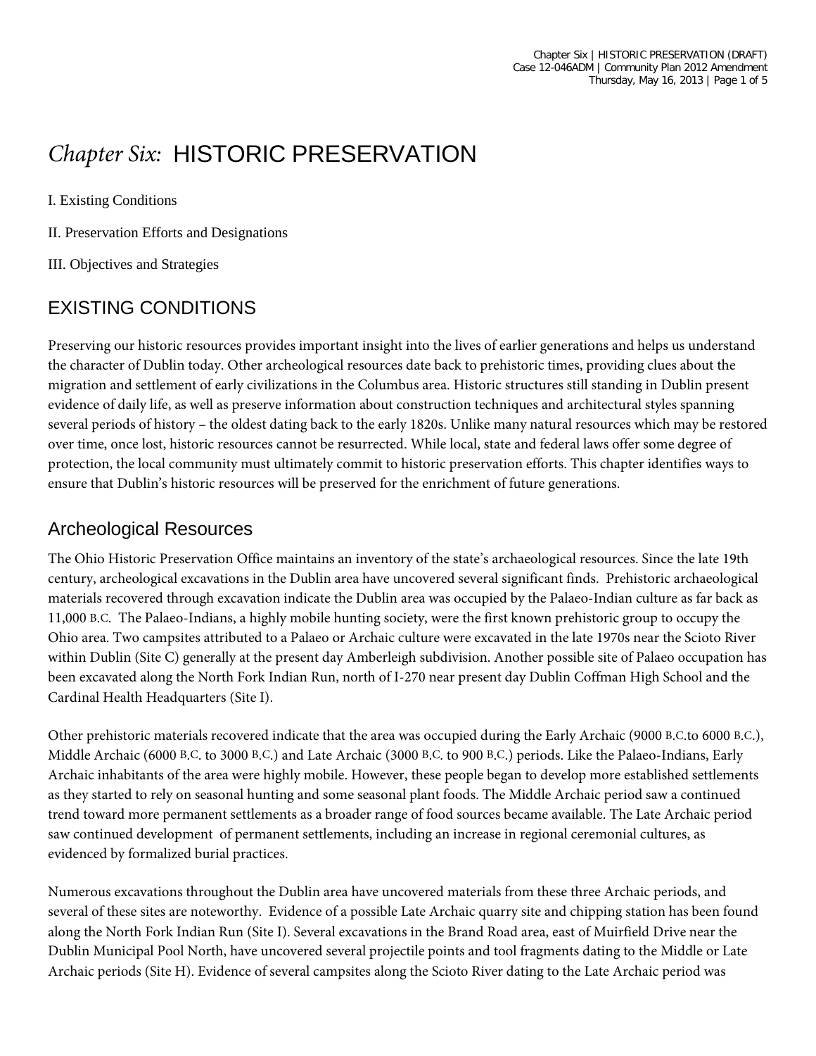# *Chapter Six:* HISTORIC PRESERVATION

I. Existing Conditions

II. Preservation Efforts and Designations

III. Objectives and Strategies

## EXISTING CONDITIONS

Preserving our historic resources provides important insight into the lives of earlier generations and helps us understand the character of Dublin today. Other archeological resources date back to prehistoric times, providing clues about the migration and settlement of early civilizations in the Columbus area. Historic structures still standing in Dublin present evidence of daily life, as well as preserve information about construction techniques and architectural styles spanning several periods of history – the oldest dating back to the early 1820s. Unlike many natural resources which may be restored over time, once lost, historic resources cannot be resurrected. While local, state and federal laws offer some degree of protection, the local community must ultimately commit to historic preservation efforts. This chapter identifies ways to ensure that Dublin's historic resources will be preserved for the enrichment of future generations.

### Archeological Resources

The Ohio Historic Preservation Office maintains an inventory of the state's archaeological resources. Since the late 19th century, archeological excavations in the Dublin area have uncovered several significant finds. Prehistoric archaeological materials recovered through excavation indicate the Dublin area was occupied by the Palaeo-Indian culture as far back as 11,000 B.C. The Palaeo-Indians, a highly mobile hunting society, were the first known prehistoric group to occupy the Ohio area. Two campsites attributed to a Palaeo or Archaic culture were excavated in the late 1970s near the Scioto River within Dublin (Site C) generally at the present day Amberleigh subdivision. Another possible site of Palaeo occupation has been excavated along the North Fork Indian Run, north of I-270 near present day Dublin Coffman High School and the Cardinal Health Headquarters (Site I).

Other prehistoric materials recovered indicate that the area was occupied during the Early Archaic (9000 B.C.to 6000 B.C.), Middle Archaic (6000 B.C. to 3000 B.C.) and Late Archaic (3000 B.C. to 900 B.C.) periods. Like the Palaeo-Indians, Early Archaic inhabitants of the area were highly mobile. However, these people began to develop more established settlements as they started to rely on seasonal hunting and some seasonal plant foods. The Middle Archaic period saw a continued trend toward more permanent settlements as a broader range of food sources became available. The Late Archaic period saw continued development of permanent settlements, including an increase in regional ceremonial cultures, as evidenced by formalized burial practices.

Numerous excavations throughout the Dublin area have uncovered materials from these three Archaic periods, and several of these sites are noteworthy. Evidence of a possible Late Archaic quarry site and chipping station has been found along the North Fork Indian Run (Site I). Several excavations in the Brand Road area, east of Muirfield Drive near the Dublin Municipal Pool North, have uncovered several projectile points and tool fragments dating to the Middle or Late Archaic periods (Site H). Evidence of several campsites along the Scioto River dating to the Late Archaic period was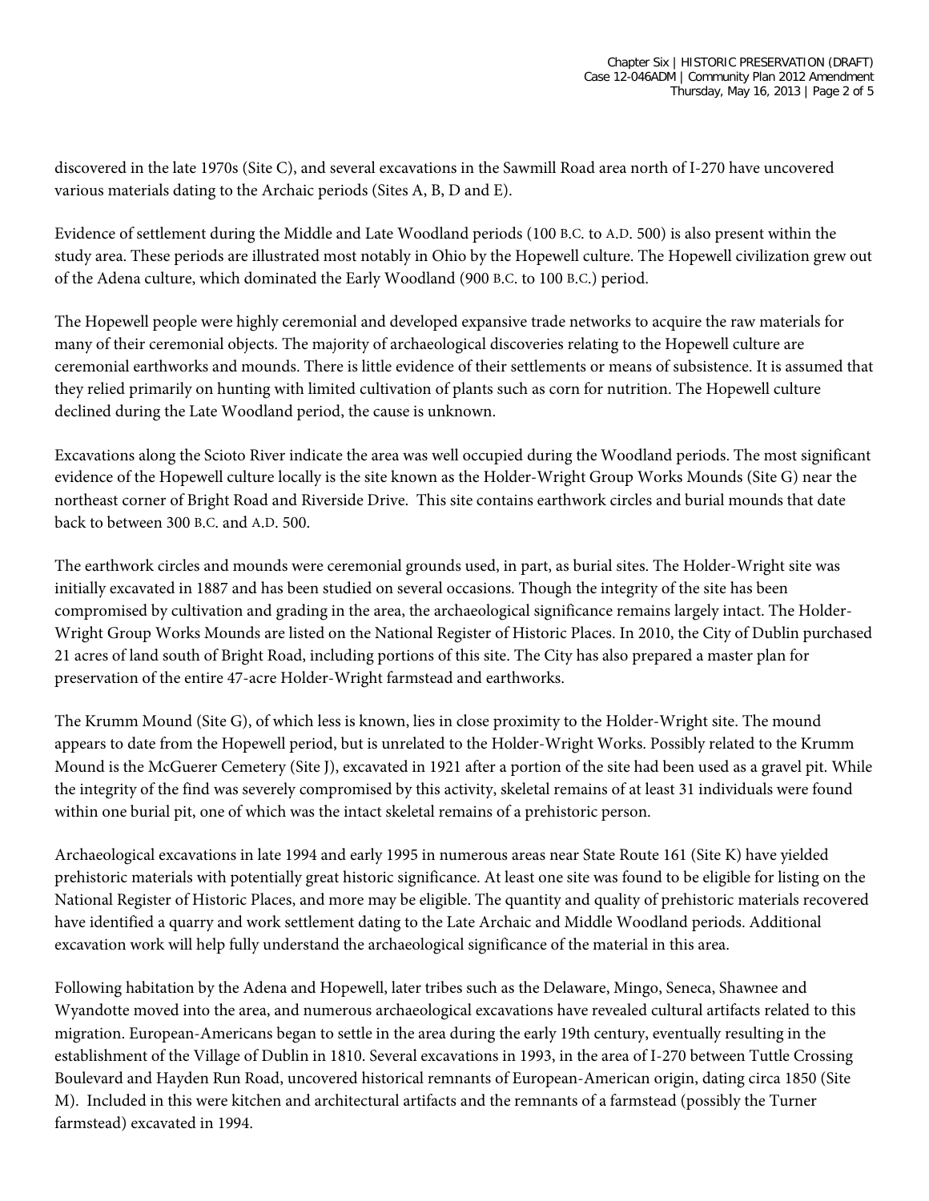discovered in the late 1970s (Site C), and several excavations in the Sawmill Road area north of I-270 have uncovered various materials dating to the Archaic periods (Sites A, B, D and E).

Evidence of settlement during the Middle and Late Woodland periods (100 B.C. to A.D. 500) is also present within the study area. These periods are illustrated most notably in Ohio by the Hopewell culture. The Hopewell civilization grew out of the Adena culture, which dominated the Early Woodland (900 B.C. to 100 B.C.) period.

The Hopewell people were highly ceremonial and developed expansive trade networks to acquire the raw materials for many of their ceremonial objects. The majority of archaeological discoveries relating to the Hopewell culture are ceremonial earthworks and mounds. There is little evidence of their settlements or means of subsistence. It is assumed that they relied primarily on hunting with limited cultivation of plants such as corn for nutrition. The Hopewell culture declined during the Late Woodland period, the cause is unknown.

Excavations along the Scioto River indicate the area was well occupied during the Woodland periods. The most significant evidence of the Hopewell culture locally is the site known as the Holder-Wright Group Works Mounds (Site G) near the northeast corner of Bright Road and Riverside Drive. This site contains earthwork circles and burial mounds that date back to between 300 B.C. and A.D. 500.

The earthwork circles and mounds were ceremonial grounds used, in part, as burial sites. The Holder-Wright site was initially excavated in 1887 and has been studied on several occasions. Though the integrity of the site has been compromised by cultivation and grading in the area, the archaeological significance remains largely intact. The Holder-Wright Group Works Mounds are listed on the National Register of Historic Places. In 2010, the City of Dublin purchased 21 acres of land south of Bright Road, including portions of this site. The City has also prepared a master plan for preservation of the entire 47-acre Holder-Wright farmstead and earthworks.

The Krumm Mound (Site G), of which less is known, lies in close proximity to the Holder-Wright site. The mound appears to date from the Hopewell period, but is unrelated to the Holder-Wright Works. Possibly related to the Krumm Mound is the McGuerer Cemetery (Site J), excavated in 1921 after a portion of the site had been used as a gravel pit. While the integrity of the find was severely compromised by this activity, skeletal remains of at least 31 individuals were found within one burial pit, one of which was the intact skeletal remains of a prehistoric person.

Archaeological excavations in late 1994 and early 1995 in numerous areas near State Route 161 (Site K) have yielded prehistoric materials with potentially great historic significance. At least one site was found to be eligible for listing on the National Register of Historic Places, and more may be eligible. The quantity and quality of prehistoric materials recovered have identified a quarry and work settlement dating to the Late Archaic and Middle Woodland periods. Additional excavation work will help fully understand the archaeological significance of the material in this area.

Following habitation by the Adena and Hopewell, later tribes such as the Delaware, Mingo, Seneca, Shawnee and Wyandotte moved into the area, and numerous archaeological excavations have revealed cultural artifacts related to this migration. European-Americans began to settle in the area during the early 19th century, eventually resulting in the establishment of the Village of Dublin in 1810. Several excavations in 1993, in the area of I-270 between Tuttle Crossing Boulevard and Hayden Run Road, uncovered historical remnants of European-American origin, dating circa 1850 (Site M). Included in this were kitchen and architectural artifacts and the remnants of a farmstead (possibly the Turner farmstead) excavated in 1994.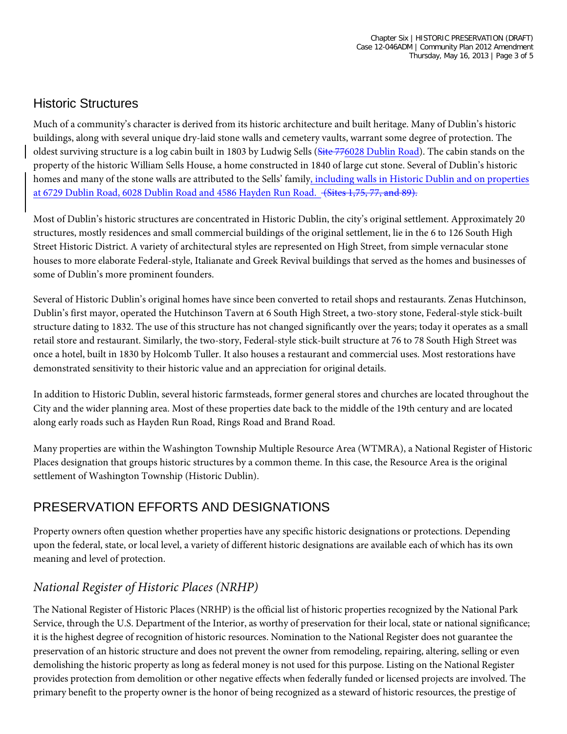## Historic Structures

Much of a community's character is derived from its historic architecture and built heritage. Many of Dublin's historic buildings, along with several unique dry-laid stone walls and cemetery vaults, warrant some degree of protection. The oldest surviving structure is a log cabin built in 1803 by Ludwig Sells (~~Site 77~~6028 Dublin Road). The cabin stands on the property of the historic William Sells House, a home constructed in 1840 of large cut stone. Several of Dublin's historic homes and many of the stone walls are attributed to the Sells' family, including walls in Historic Dublin and on properties at 6729 Dublin Road, 6028 Dublin Road and 4586 Hayden Run Road. ~~(Sites 1,75, 77, and 89).~~

Most of Dublin's historic structures are concentrated in Historic Dublin, the city's original settlement. Approximately 20 structures, mostly residences and small commercial buildings of the original settlement, lie in the 6 to 126 South High Street Historic District. A variety of architectural styles are represented on High Street, from simple vernacular stone houses to more elaborate Federal-style, Italianate and Greek Revival buildings that served as the homes and businesses of some of Dublin's more prominent founders.

Several of Historic Dublin's original homes have since been converted to retail shops and restaurants. Zenas Hutchinson, Dublin's first mayor, operated the Hutchinson Tavern at 6 South High Street, a two-story stone, Federal-style stick-built structure dating to 1832. The use of this structure has not changed significantly over the years; today it operates as a small retail store and restaurant. Similarly, the two-story, Federal-style stick-built structure at 76 to 78 South High Street was once a hotel, built in 1830 by Holcomb Tuller. It also houses a restaurant and commercial uses. Most restorations have demonstrated sensitivity to their historic value and an appreciation for original details.

In addition to Historic Dublin, several historic farmsteads, former general stores and churches are located throughout the City and the wider planning area. Most of these properties date back to the middle of the 19th century and are located along early roads such as Hayden Run Road, Rings Road and Brand Road.

Many properties are within the Washington Township Multiple Resource Area (WTMRA), a National Register of Historic Places designation that groups historic structures by a common theme. In this case, the Resource Area is the original settlement of Washington Township (Historic Dublin).

## PRESERVATION EFFORTS AND DESIGNATIONS

Property owners often question whether properties have any specific historic designations or protections. Depending upon the federal, state, or local level, a variety of different historic designations are available each of which has its own meaning and level of protection.

### *National Register of Historic Places (NRHP)*

The National Register of Historic Places (NRHP) is the official list of historic properties recognized by the National Park Service, through the U.S. Department of the Interior, as worthy of preservation for their local, state or national significance; it is the highest degree of recognition of historic resources. Nomination to the National Register does not guarantee the preservation of an historic structure and does not prevent the owner from remodeling, repairing, altering, selling or even demolishing the historic property as long as federal money is not used for this purpose. Listing on the National Register provides protection from demolition or other negative effects when federally funded or licensed projects are involved. The primary benefit to the property owner is the honor of being recognized as a steward of historic resources, the prestige of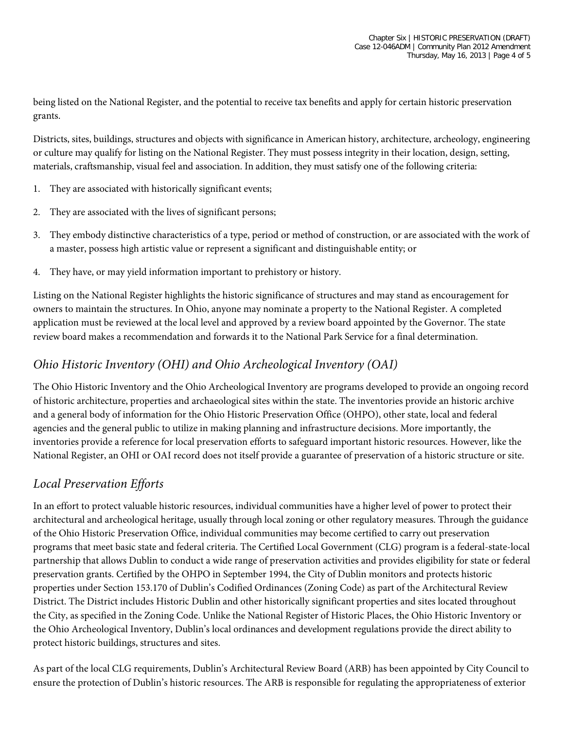being listed on the National Register, and the potential to receive tax benefits and apply for certain historic preservation grants.

Districts, sites, buildings, structures and objects with significance in American history, architecture, archeology, engineering or culture may qualify for listing on the National Register. They must possess integrity in their location, design, setting, materials, craftsmanship, visual feel and association. In addition, they must satisfy one of the following criteria:

1. They are associated with historically significant events;
2. They are associated with the lives of significant persons;
3. They embody distinctive characteristics of a type, period or method of construction, or are associated with the work of a master, possess high artistic value or represent a significant and distinguishable entity; or
4. They have, or may yield information important to prehistory or history.

Listing on the National Register highlights the historic significance of structures and may stand as encouragement for owners to maintain the structures. In Ohio, anyone may nominate a property to the National Register. A completed application must be reviewed at the local level and approved by a review board appointed by the Governor. The state review board makes a recommendation and forwards it to the National Park Service for a final determination.

## *Ohio Historic Inventory (OHI) and Ohio Archeological Inventory (OAI)*

The Ohio Historic Inventory and the Ohio Archeological Inventory are programs developed to provide an ongoing record of historic architecture, properties and archaeological sites within the state. The inventories provide an historic archive and a general body of information for the Ohio Historic Preservation Office (OHPO), other state, local and federal agencies and the general public to utilize in making planning and infrastructure decisions. More importantly, the inventories provide a reference for local preservation efforts to safeguard important historic resources. However, like the National Register, an OHI or OAI record does not itself provide a guarantee of preservation of a historic structure or site.

## *Local Preservation Efforts*

In an effort to protect valuable historic resources, individual communities have a higher level of power to protect their architectural and archeological heritage, usually through local zoning or other regulatory measures. Through the guidance of the Ohio Historic Preservation Office, individual communities may become certified to carry out preservation programs that meet basic state and federal criteria. The Certified Local Government (CLG) program is a federal-state-local partnership that allows Dublin to conduct a wide range of preservation activities and provides eligibility for state or federal preservation grants. Certified by the OHPO in September 1994, the City of Dublin monitors and protects historic properties under Section 153.170 of Dublin's Codified Ordinances (Zoning Code) as part of the Architectural Review District. The District includes Historic Dublin and other historically significant properties and sites located throughout the City, as specified in the Zoning Code. Unlike the National Register of Historic Places, the Ohio Historic Inventory or the Ohio Archeological Inventory, Dublin's local ordinances and development regulations provide the direct ability to protect historic buildings, structures and sites.

As part of the local CLG requirements, Dublin's Architectural Review Board (ARB) has been appointed by City Council to ensure the protection of Dublin's historic resources. The ARB is responsible for regulating the appropriateness of exterior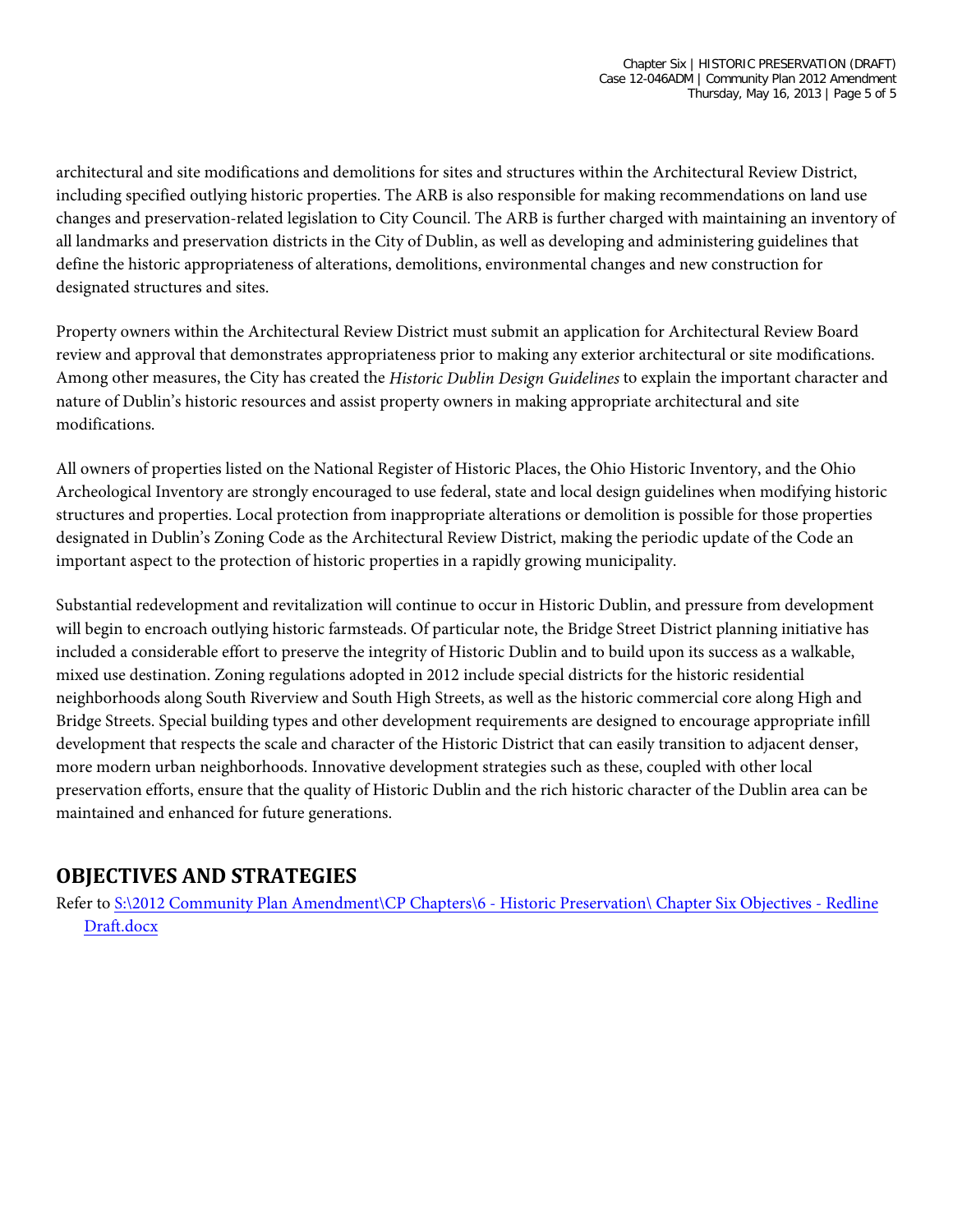architectural and site modifications and demolitions for sites and structures within the Architectural Review District, including specified outlying historic properties. The ARB is also responsible for making recommendations on land use changes and preservation-related legislation to City Council. The ARB is further charged with maintaining an inventory of all landmarks and preservation districts in the City of Dublin, as well as developing and administering guidelines that define the historic appropriateness of alterations, demolitions, environmental changes and new construction for designated structures and sites.

Property owners within the Architectural Review District must submit an application for Architectural Review Board review and approval that demonstrates appropriateness prior to making any exterior architectural or site modifications. Among other measures, the City has created the *Historic Dublin Design Guidelines* to explain the important character and nature of Dublin's historic resources and assist property owners in making appropriate architectural and site modifications.

All owners of properties listed on the National Register of Historic Places, the Ohio Historic Inventory, and the Ohio Archeological Inventory are strongly encouraged to use federal, state and local design guidelines when modifying historic structures and properties. Local protection from inappropriate alterations or demolition is possible for those properties designated in Dublin's Zoning Code as the Architectural Review District, making the periodic update of the Code an important aspect to the protection of historic properties in a rapidly growing municipality.

Substantial redevelopment and revitalization will continue to occur in Historic Dublin, and pressure from development will begin to encroach outlying historic farmsteads. Of particular note, the Bridge Street District planning initiative has included a considerable effort to preserve the integrity of Historic Dublin and to build upon its success as a walkable, mixed use destination. Zoning regulations adopted in 2012 include special districts for the historic residential neighborhoods along South Riverview and South High Streets, as well as the historic commercial core along High and Bridge Streets. Special building types and other development requirements are designed to encourage appropriate infill development that respects the scale and character of the Historic District that can easily transition to adjacent denser, more modern urban neighborhoods. Innovative development strategies such as these, coupled with other local preservation efforts, ensure that the quality of Historic Dublin and the rich historic character of the Dublin area can be maintained and enhanced for future generations.

## OBJECTIVES AND STRATEGIES

Refer to S:\2012 Community Plan Amendment\CP Chapters\6 - Historic Preservation\ Chapter Six Objectives - Redline Draft.docx